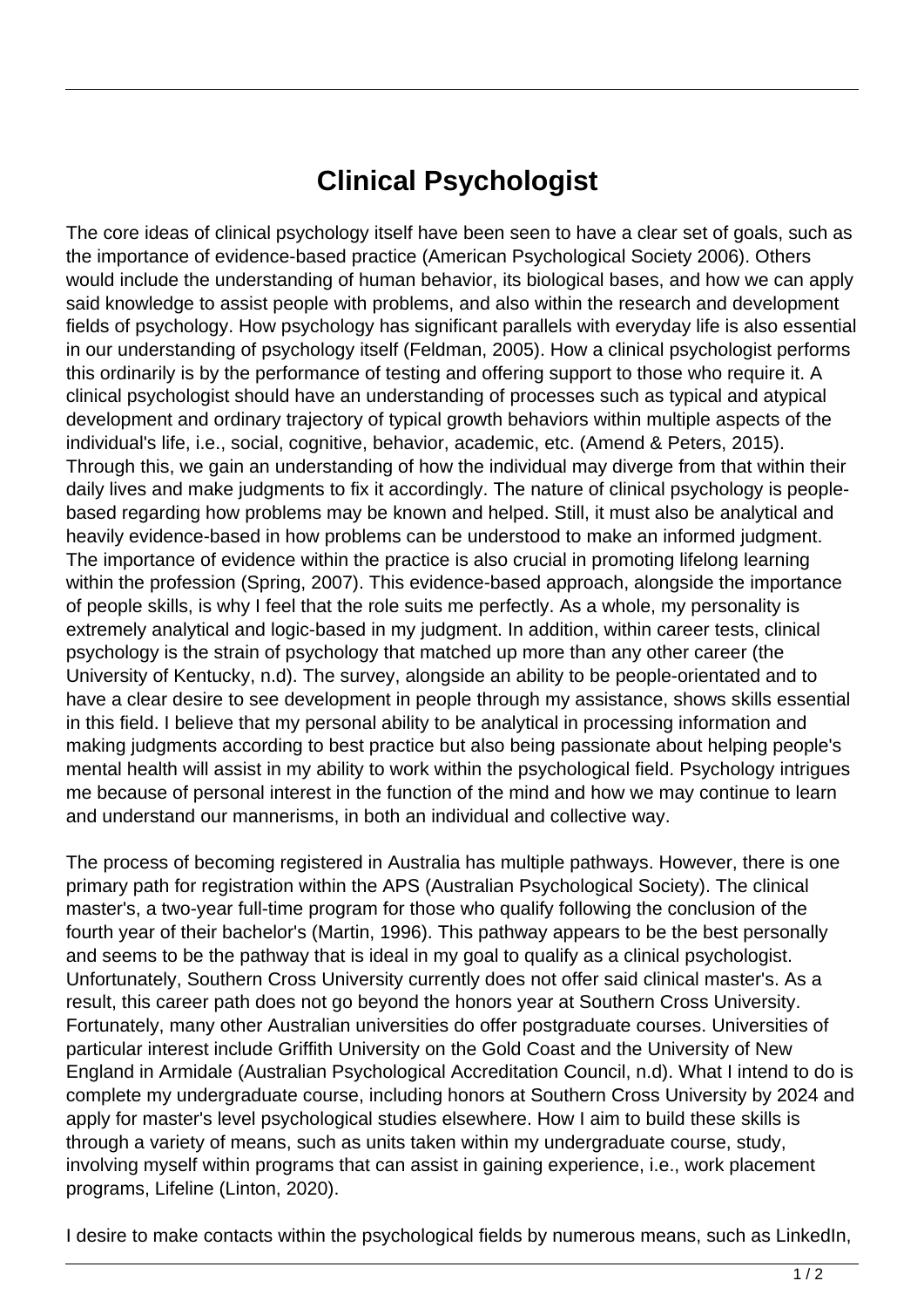# Clinical Psychologist

The core ideas of clinical psychology itself have been seen to have a clear set of goals, such as the importance of evidence-based practice (American Psychological Society 2006). Others would include the understanding of human behavior, its biological bases, and how we can apply said knowledge to assist people with problems, and also within the research and development fields of psychology. How psychology has significant parallels with everyday life is also essential in our understanding of psychology itself (Feldman, 2005). How a clinical psychologist performs this ordinarily is by the performance of testing and offering support to those who require it. A clinical psychologist should have an understanding of processes such as typical and atypical development and ordinary trajectory of typical growth behaviors within multiple aspects of the individual's life, i.e., social, cognitive, behavior, academic, etc. (Amend & Peters, 2015). Through this, we gain an understanding of how the individual may diverge from that within their daily lives and make judgments to fix it accordingly. The nature of clinical psychology is people-based regarding how problems may be known and helped. Still, it must also be analytical and heavily evidence-based in how problems can be understood to make an informed judgment. The importance of evidence within the practice is also crucial in promoting lifelong learning within the profession (Spring, 2007). This evidence-based approach, alongside the importance of people skills, is why I feel that the role suits me perfectly. As a whole, my personality is extremely analytical and logic-based in my judgment. In addition, within career tests, clinical psychology is the strain of psychology that matched up more than any other career (the University of Kentucky, n.d). The survey, alongside an ability to be people-orientated and to have a clear desire to see development in people through my assistance, shows skills essential in this field. I believe that my personal ability to be analytical in processing information and making judgments according to best practice but also being passionate about helping people's mental health will assist in my ability to work within the psychological field. Psychology intrigues me because of personal interest in the function of the mind and how we may continue to learn and understand our mannerisms, in both an individual and collective way.

The process of becoming registered in Australia has multiple pathways. However, there is one primary path for registration within the APS (Australian Psychological Society). The clinical master's, a two-year full-time program for those who qualify following the conclusion of the fourth year of their bachelor's (Martin, 1996). This pathway appears to be the best personally and seems to be the pathway that is ideal in my goal to qualify as a clinical psychologist. Unfortunately, Southern Cross University currently does not offer said clinical master's. As a result, this career path does not go beyond the honors year at Southern Cross University. Fortunately, many other Australian universities do offer postgraduate courses. Universities of particular interest include Griffith University on the Gold Coast and the University of New England in Armidale (Australian Psychological Accreditation Council, n.d). What I intend to do is complete my undergraduate course, including honors at Southern Cross University by 2024 and apply for master's level psychological studies elsewhere. How I aim to build these skills is through a variety of means, such as units taken within my undergraduate course, study, involving myself within programs that can assist in gaining experience, i.e., work placement programs, Lifeline (Linton, 2020).

I desire to make contacts within the psychological fields by numerous means, such as LinkedIn,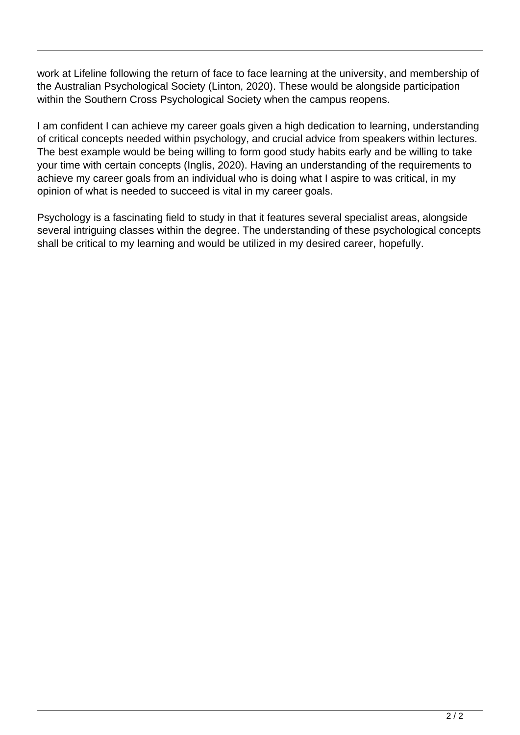work at Lifeline following the return of face to face learning at the university, and membership of the Australian Psychological Society (Linton, 2020). These would be alongside participation within the Southern Cross Psychological Society when the campus reopens.

I am confident I can achieve my career goals given a high dedication to learning, understanding of critical concepts needed within psychology, and crucial advice from speakers within lectures. The best example would be being willing to form good study habits early and be willing to take your time with certain concepts (Inglis, 2020). Having an understanding of the requirements to achieve my career goals from an individual who is doing what I aspire to was critical, in my opinion of what is needed to succeed is vital in my career goals.

Psychology is a fascinating field to study in that it features several specialist areas, alongside several intriguing classes within the degree. The understanding of these psychological concepts shall be critical to my learning and would be utilized in my desired career, hopefully.